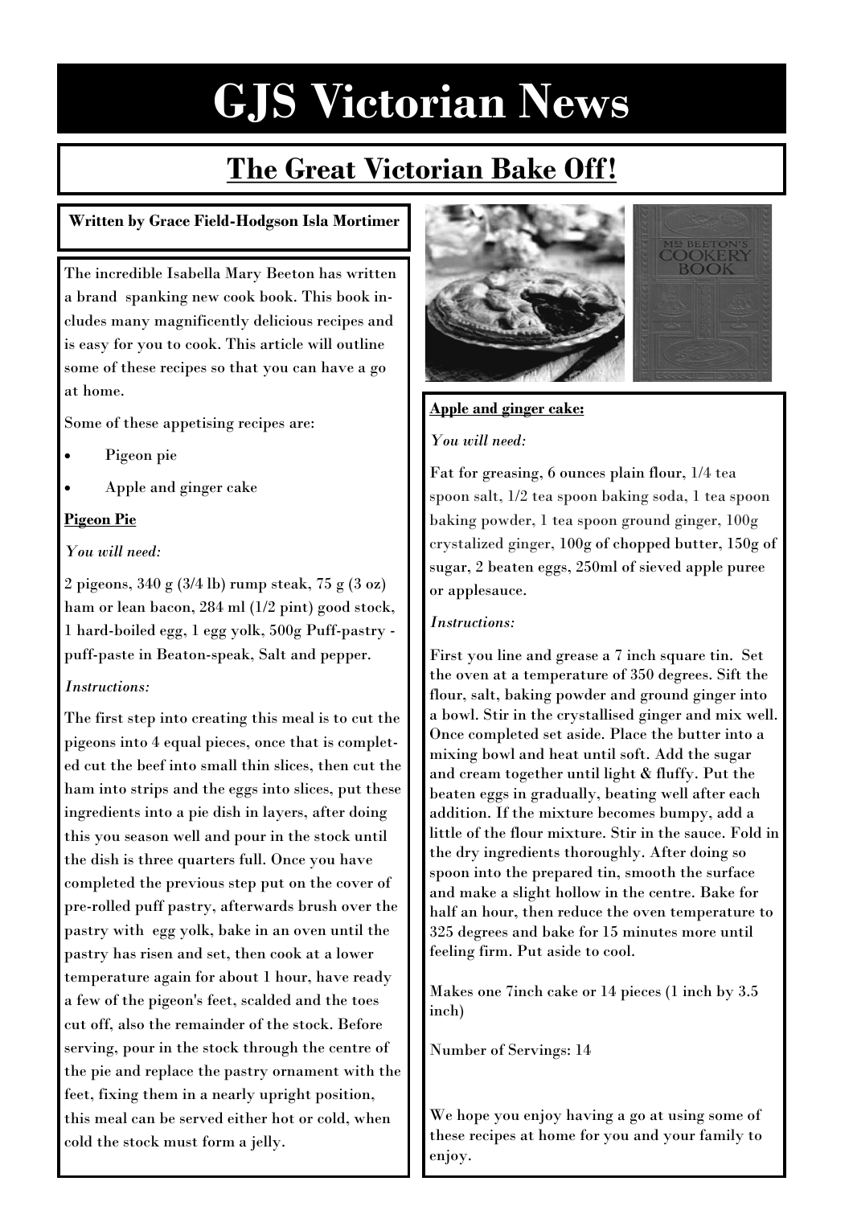# GJS Victorian News

## The Great Victorian Bake Off!

**Written by Grace Field-Hodgson Isla Mortimer**

The incredible Isabella Mary Beeton has written a brand spanking new cook book. This book includes many magnificently delicious recipes and is easy for you to cook. This article will outline some of these recipes so that you can have a go at home.

Some of these appetising recipes are:

- Pigeon pie
- Apple and ginger cake

**Pigeon Pie**

*You will need:*

2 pigeons, 340 g (3/4 lb) rump steak, 75 g (3 oz) ham or lean bacon, 284 ml (1/2 pint) good stock, 1 hard-boiled egg, 1 egg yolk, 500g Puff-pastry - puff-paste in Beaton-speak, Salt and pepper.

*Instructions:*

The first step into creating this meal is to cut the pigeons into 4 equal pieces, once that is completed cut the beef into small thin slices, then cut the ham into strips and the eggs into slices, put these ingredients into a pie dish in layers, after doing this you season well and pour in the stock until the dish is three quarters full. Once you have completed the previous step put on the cover of pre-rolled puff pastry, afterwards brush over the pastry with egg yolk, bake in an oven until the pastry has risen and set, then cook at a lower temperature again for about 1 hour, have ready a few of the pigeon's feet, scalded and the toes cut off, also the remainder of the stock. Before serving, pour in the stock through the centre of the pie and replace the pastry ornament with the feet, fixing them in a nearly upright position, this meal can be served either hot or cold, when cold the stock must form a jelly.

**Apple and ginger cake:**

*You will need:*

Fat for greasing, 6 ounces plain flour, 1/4 tea spoon salt, 1/2 tea spoon baking soda, 1 tea spoon baking powder, 1 tea spoon ground ginger, 100g crystalized ginger, 100g of chopped butter, 150g of sugar, 2 beaten eggs, 250ml of sieved apple puree or applesauce.

*Instructions:*

First you line and grease a 7 inch square tin. Set the oven at a temperature of 350 degrees. Sift the flour, salt, baking powder and ground ginger into a bowl. Stir in the crystallised ginger and mix well. Once completed set aside. Place the butter into a mixing bowl and heat until soft. Add the sugar and cream together until light & fluffy. Put the beaten eggs in gradually, beating well after each addition. If the mixture becomes bumpy, add a little of the flour mixture. Stir in the sauce. Fold in the dry ingredients thoroughly. After doing so spoon into the prepared tin, smooth the surface and make a slight hollow in the centre. Bake for half an hour, then reduce the oven temperature to 325 degrees and bake for 15 minutes more until feeling firm. Put aside to cool.

Makes one 7inch cake or 14 pieces (1 inch by 3.5 inch)

Number of Servings: 14

We hope you enjoy having a go at using some of these recipes at home for you and your family to enjoy.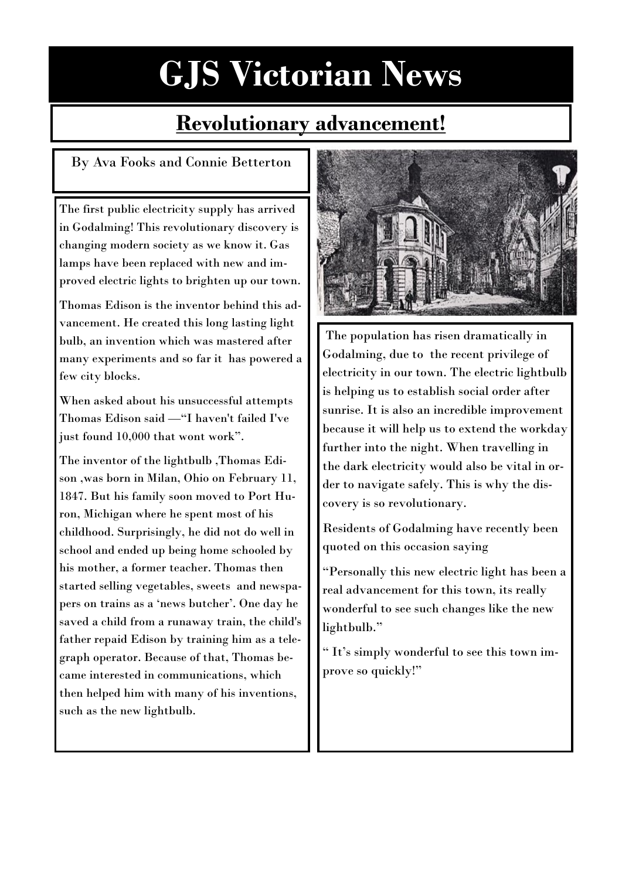# GJS Victorian News

## Revolutionary advancement!

By Ava Fooks and Connie Betterton

The first public electricity supply has arrived in Godalming! This revolutionary discovery is changing modern society as we know it. Gas lamps have been replaced with new and improved electric lights to brighten up our town.

Thomas Edison is the inventor behind this advancement. He created this long lasting light bulb, an invention which was mastered after many experiments and so far it has powered a few city blocks.

When asked about his unsuccessful attempts Thomas Edison said —"I haven't failed I've just found 10,000 that wont work".

The inventor of the lightbulb ,Thomas Edison ,was born in Milan, Ohio on February 11, 1847. But his family soon moved to Port Huron, Michigan where he spent most of his childhood. Surprisingly, he did not do well in school and ended up being home schooled by his mother, a former teacher. Thomas then started selling vegetables, sweets and newspapers on trains as a 'news butcher'. One day he saved a child from a runaway train, the child's father repaid Edison by training him as a telegraph operator. Because of that, Thomas became interested in communications, which then helped him with many of his inventions, such as the new lightbulb.

The population has risen dramatically in Godalming, due to the recent privilege of electricity in our town. The electric lightbulb is helping us to establish social order after sunrise. It is also an incredible improvement because it will help us to extend the workday further into the night. When travelling in the dark electricity would also be vital in order to navigate safely. This is why the discovery is so revolutionary.

Residents of Godalming have recently been quoted on this occasion saying

"Personally this new electric light has been a real advancement for this town, its really wonderful to see such changes like the new lightbulb."

" It's simply wonderful to see this town improve so quickly!"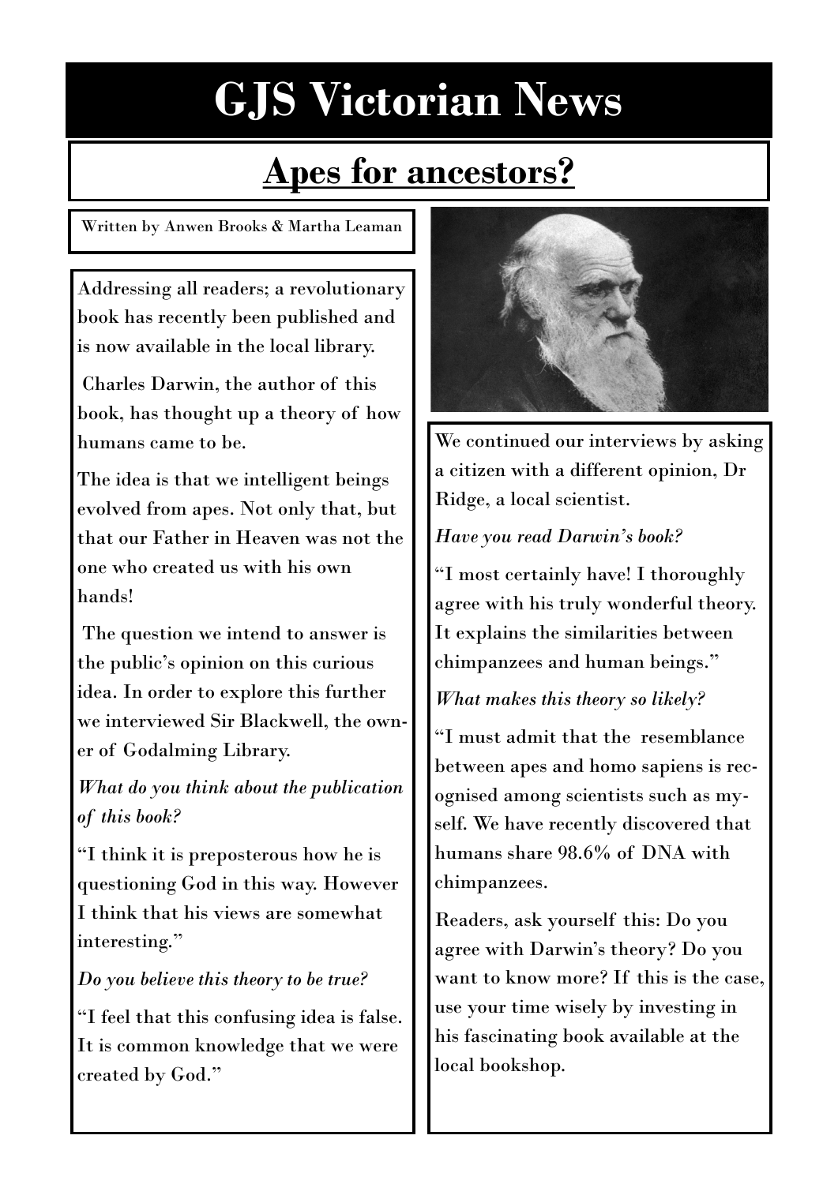# GJS Victorian News

## Apes for ancestors?

Written by Anwen Brooks & Martha Leaman

Addressing all readers; a revolutionary book has recently been published and is now available in the local library.

Charles Darwin, the author of this book, has thought up a theory of how humans came to be.

The idea is that we intelligent beings evolved from apes. Not only that, but that our Father in Heaven was not the one who created us with his own hands!

The question we intend to answer is the public's opinion on this curious idea. In order to explore this further we interviewed Sir Blackwell, the owner of Godalming Library.

*What do you think about the publication of this book?*

"I think it is preposterous how he is questioning God in this way. However I think that his views are somewhat interesting."

*Do you believe this theory to be true?*

"I feel that this confusing idea is false. It is common knowledge that we were created by God."

We continued our interviews by asking a citizen with a different opinion, Dr Ridge, a local scientist.

*Have you read Darwin's book?*

"I most certainly have! I thoroughly agree with his truly wonderful theory. It explains the similarities between chimpanzees and human beings."

*What makes this theory so likely?*

"I must admit that the resemblance between apes and homo sapiens is recognised among scientists such as myself. We have recently discovered that humans share 98.6% of DNA with chimpanzees.

Readers, ask yourself this: Do you agree with Darwin's theory? Do you want to know more? If this is the case, use your time wisely by investing in his fascinating book available at the local bookshop.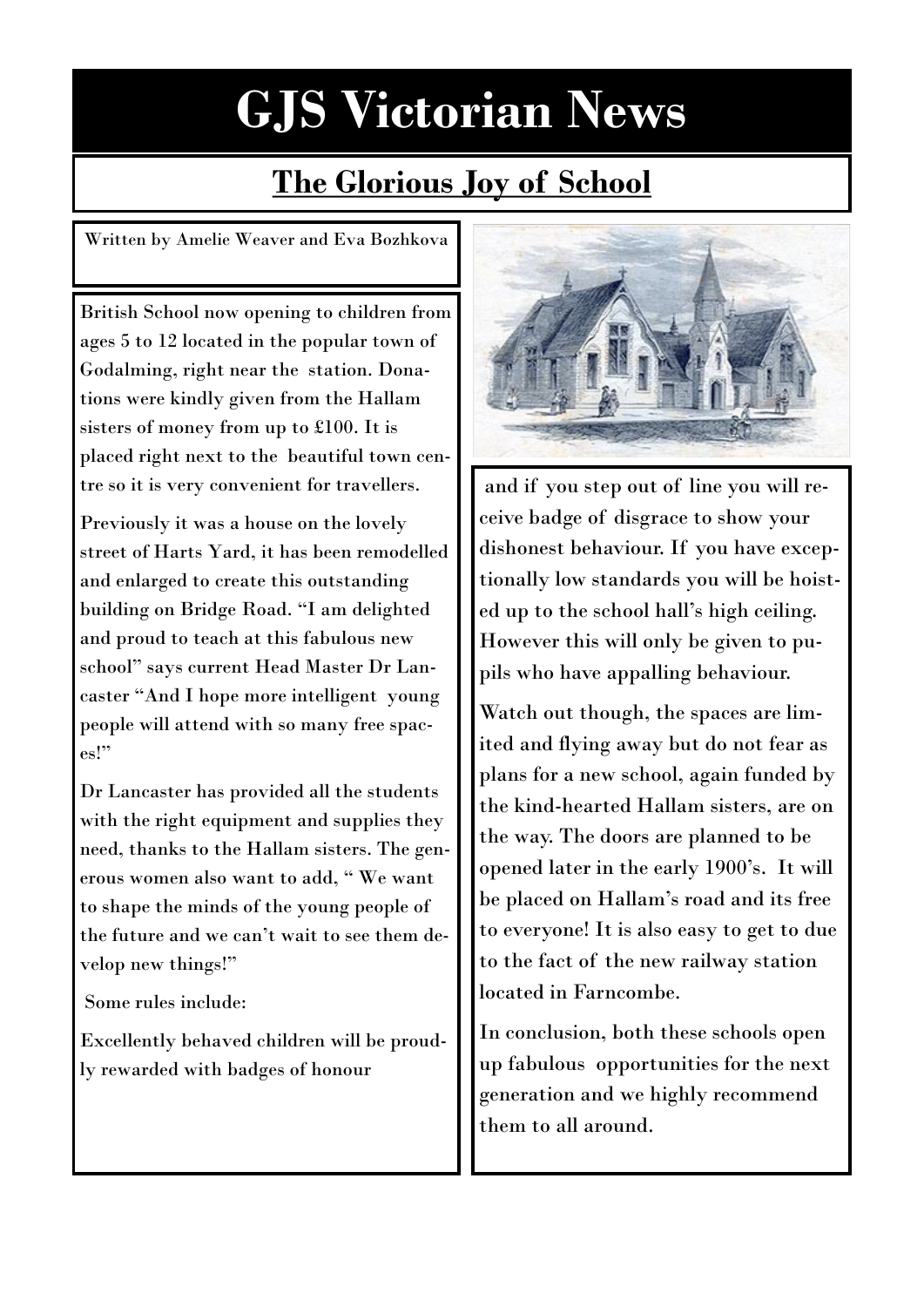# GJS Victorian News

## The Glorious Joy of School

Written by Amelie Weaver and Eva Bozhkova

British School now opening to children from ages 5 to 12 located in the popular town of Godalming, right near the station. Donations were kindly given from the Hallam sisters of money from up to £100. It is placed right next to the beautiful town centre so it is very convenient for travellers.

Previously it was a house on the lovely street of Harts Yard, it has been remodelled and enlarged to create this outstanding building on Bridge Road. "I am delighted and proud to teach at this fabulous new school" says current Head Master Dr Lancaster "And I hope more intelligent young people will attend with so many free spaces!"

Dr Lancaster has provided all the students with the right equipment and supplies they need, thanks to the Hallam sisters. The generous women also want to add, " We want to shape the minds of the young people of the future and we can't wait to see them develop new things!"

Some rules include:

Excellently behaved children will be proudly rewarded with badges of honour and if you step out of line you will receive badge of disgrace to show your dishonest behaviour. If you have exceptionally low standards you will be hoisted up to the school hall's high ceiling. However this will only be given to pupils who have appalling behaviour.

Watch out though, the spaces are limited and flying away but do not fear as plans for a new school, again funded by the kind-hearted Hallam sisters, are on the way. The doors are planned to be opened later in the early 1900's. It will be placed on Hallam's road and its free to everyone! It is also easy to get to due to the fact of the new railway station located in Farncombe.

In conclusion, both these schools open up fabulous opportunities for the next generation and we highly recommend them to all around.